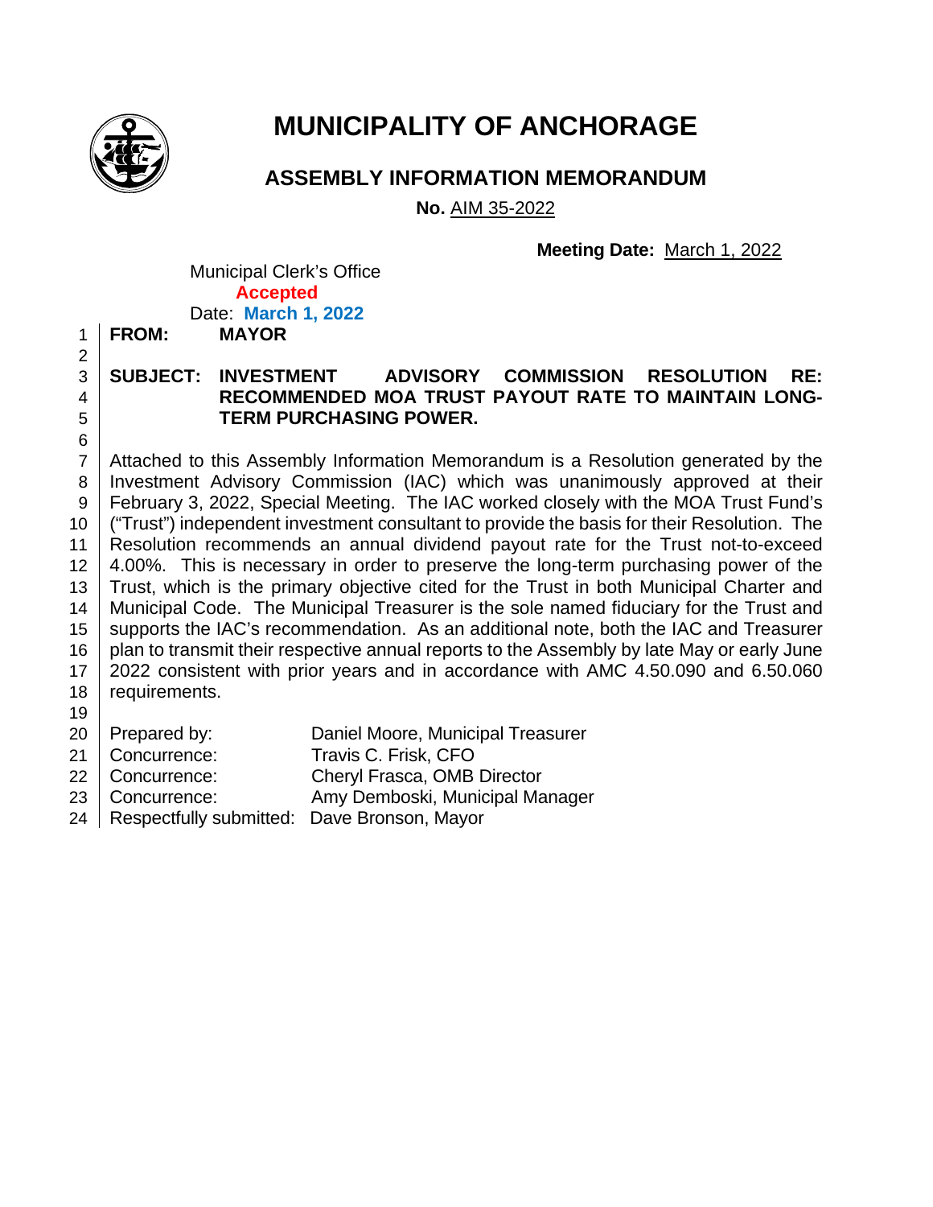# MUNICIPALITY OF ANCHORAGE

## ASSEMBLY INFORMATION MEMORANDUM

**No.** AIM 35-2022

**Meeting Date:** March 1, 2022

Municipal Clerk's Office
**Accepted**
Date: **March 1, 2022**

**FROM:** **MAYOR**

**SUBJECT:** **INVESTMENT ADVISORY COMMISSION RESOLUTION RE: RECOMMENDED MOA TRUST PAYOUT RATE TO MAINTAIN LONG-TERM PURCHASING POWER.**

Attached to this Assembly Information Memorandum is a Resolution generated by the Investment Advisory Commission (IAC) which was unanimously approved at their February 3, 2022, Special Meeting. The IAC worked closely with the MOA Trust Fund's ("Trust") independent investment consultant to provide the basis for their Resolution. The Resolution recommends an annual dividend payout rate for the Trust not-to-exceed 4.00%. This is necessary in order to preserve the long-term purchasing power of the Trust, which is the primary objective cited for the Trust in both Municipal Charter and Municipal Code. The Municipal Treasurer is the sole named fiduciary for the Trust and supports the IAC's recommendation. As an additional note, both the IAC and Treasurer plan to transmit their respective annual reports to the Assembly by late May or early June 2022 consistent with prior years and in accordance with AMC 4.50.090 and 6.50.060 requirements.

| | |
|---|---|
| Prepared by: | Daniel Moore, Municipal Treasurer |
| Concurrence: | Travis C. Frisk, CFO |
| Concurrence: | Cheryl Frasca, OMB Director |
| Concurrence: | Amy Demboski, Municipal Manager |
| Respectfully submitted: | Dave Bronson, Mayor |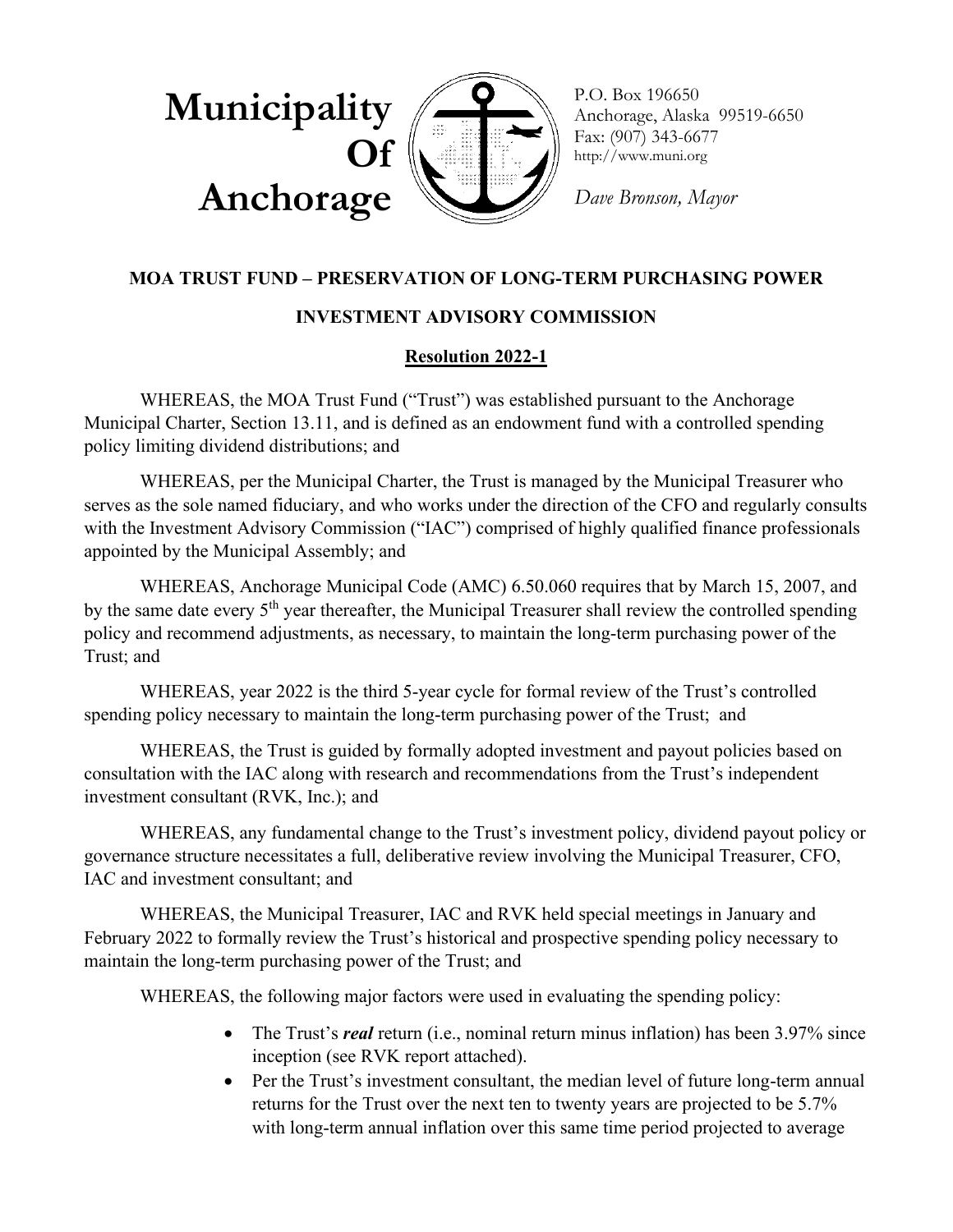**Municipality Of Anchorage**

P.O. Box 196650
Anchorage, Alaska 99519-6650
Fax: (907) 343-6677
http://www.muni.org

*Dave Bronson, Mayor*

**MOA TRUST FUND – PRESERVATION OF LONG-TERM PURCHASING POWER**

**INVESTMENT ADVISORY COMMISSION**

**Resolution 2022-1**

WHEREAS, the MOA Trust Fund ("Trust") was established pursuant to the Anchorage Municipal Charter, Section 13.11, and is defined as an endowment fund with a controlled spending policy limiting dividend distributions; and

WHEREAS, per the Municipal Charter, the Trust is managed by the Municipal Treasurer who serves as the sole named fiduciary, and who works under the direction of the CFO and regularly consults with the Investment Advisory Commission ("IAC") comprised of highly qualified finance professionals appointed by the Municipal Assembly; and

WHEREAS, Anchorage Municipal Code (AMC) 6.50.060 requires that by March 15, 2007, and by the same date every 5th year thereafter, the Municipal Treasurer shall review the controlled spending policy and recommend adjustments, as necessary, to maintain the long-term purchasing power of the Trust; and

WHEREAS, year 2022 is the third 5-year cycle for formal review of the Trust's controlled spending policy necessary to maintain the long-term purchasing power of the Trust; and

WHEREAS, the Trust is guided by formally adopted investment and payout policies based on consultation with the IAC along with research and recommendations from the Trust's independent investment consultant (RVK, Inc.); and

WHEREAS, any fundamental change to the Trust's investment policy, dividend payout policy or governance structure necessitates a full, deliberative review involving the Municipal Treasurer, CFO, IAC and investment consultant; and

WHEREAS, the Municipal Treasurer, IAC and RVK held special meetings in January and February 2022 to formally review the Trust's historical and prospective spending policy necessary to maintain the long-term purchasing power of the Trust; and

WHEREAS, the following major factors were used in evaluating the spending policy:

- The Trust's ***real*** return (i.e., nominal return minus inflation) has been 3.97% since inception (see RVK report attached).
- Per the Trust's investment consultant, the median level of future long-term annual returns for the Trust over the next ten to twenty years are projected to be 5.7% with long-term annual inflation over this same time period projected to average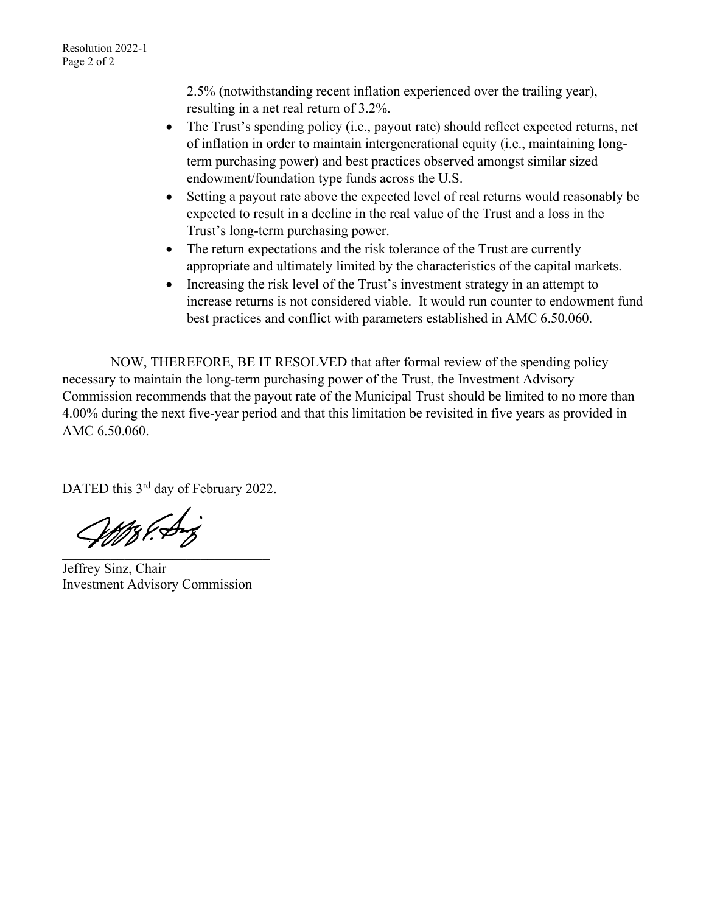2.5% (notwithstanding recent inflation experienced over the trailing year), resulting in a net real return of 3.2%.

- The Trust's spending policy (i.e., payout rate) should reflect expected returns, net of inflation in order to maintain intergenerational equity (i.e., maintaining long-term purchasing power) and best practices observed amongst similar sized endowment/foundation type funds across the U.S.
- Setting a payout rate above the expected level of real returns would reasonably be expected to result in a decline in the real value of the Trust and a loss in the Trust's long-term purchasing power.
- The return expectations and the risk tolerance of the Trust are currently appropriate and ultimately limited by the characteristics of the capital markets.
- Increasing the risk level of the Trust's investment strategy in an attempt to increase returns is not considered viable. It would run counter to endowment fund best practices and conflict with parameters established in AMC 6.50.060.

NOW, THEREFORE, BE IT RESOLVED that after formal review of the spending policy necessary to maintain the long-term purchasing power of the Trust, the Investment Advisory Commission recommends that the payout rate of the Municipal Trust should be limited to no more than 4.00% during the next five-year period and that this limitation be revisited in five years as provided in AMC 6.50.060.

DATED this 3rd day of February 2022.

Jeffrey Sinz, Chair
Investment Advisory Commission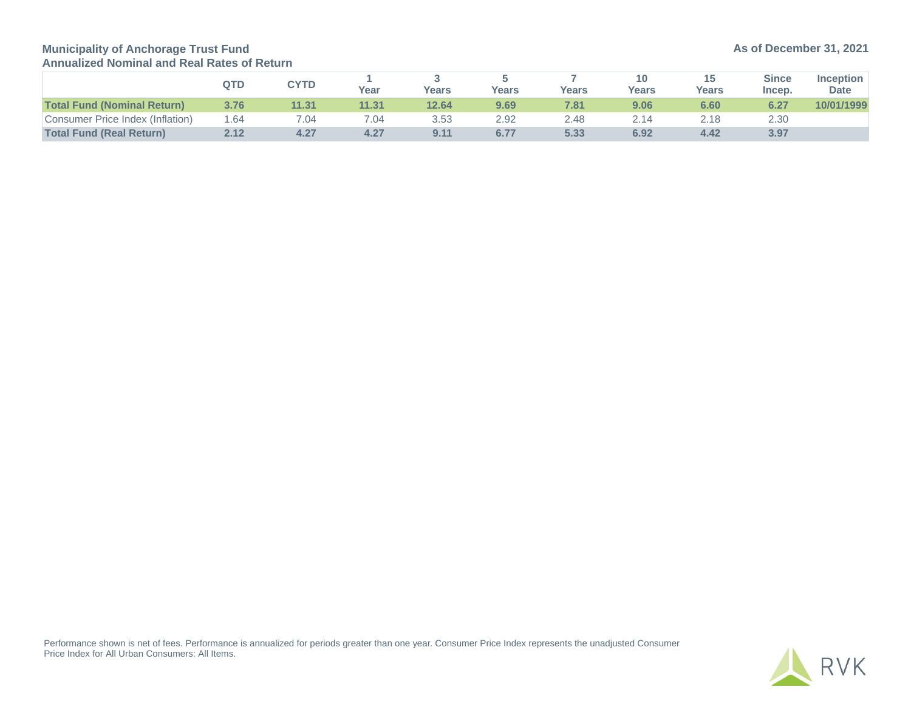**Municipality of Anchorage Trust Fund**
**Annualized Nominal and Real Rates of Return**

**As of December 31, 2021**

| | QTD | CYTD | 1 Year | 3 Years | 5 Years | 7 Years | 10 Years | 15 Years | Since Incep. | Inception Date |
|---|---|---|---|---|---|---|---|---|---|---|
| **Total Fund (Nominal Return)** | **3.76** | **11.31** | **11.31** | **12.64** | **9.69** | **7.81** | **9.06** | **6.60** | **6.27** | **10/01/1999** |
| Consumer Price Index (Inflation) | 1.64 | 7.04 | 7.04 | 3.53 | 2.92 | 2.48 | 2.14 | 2.18 | 2.30 | |
| **Total Fund (Real Return)** | **2.12** | **4.27** | **4.27** | **9.11** | **6.77** | **5.33** | **6.92** | **4.42** | **3.97** | |

Performance shown is net of fees. Performance is annualized for periods greater than one year. Consumer Price Index represents the unadjusted Consumer Price Index for All Urban Consumers: All Items.

RVK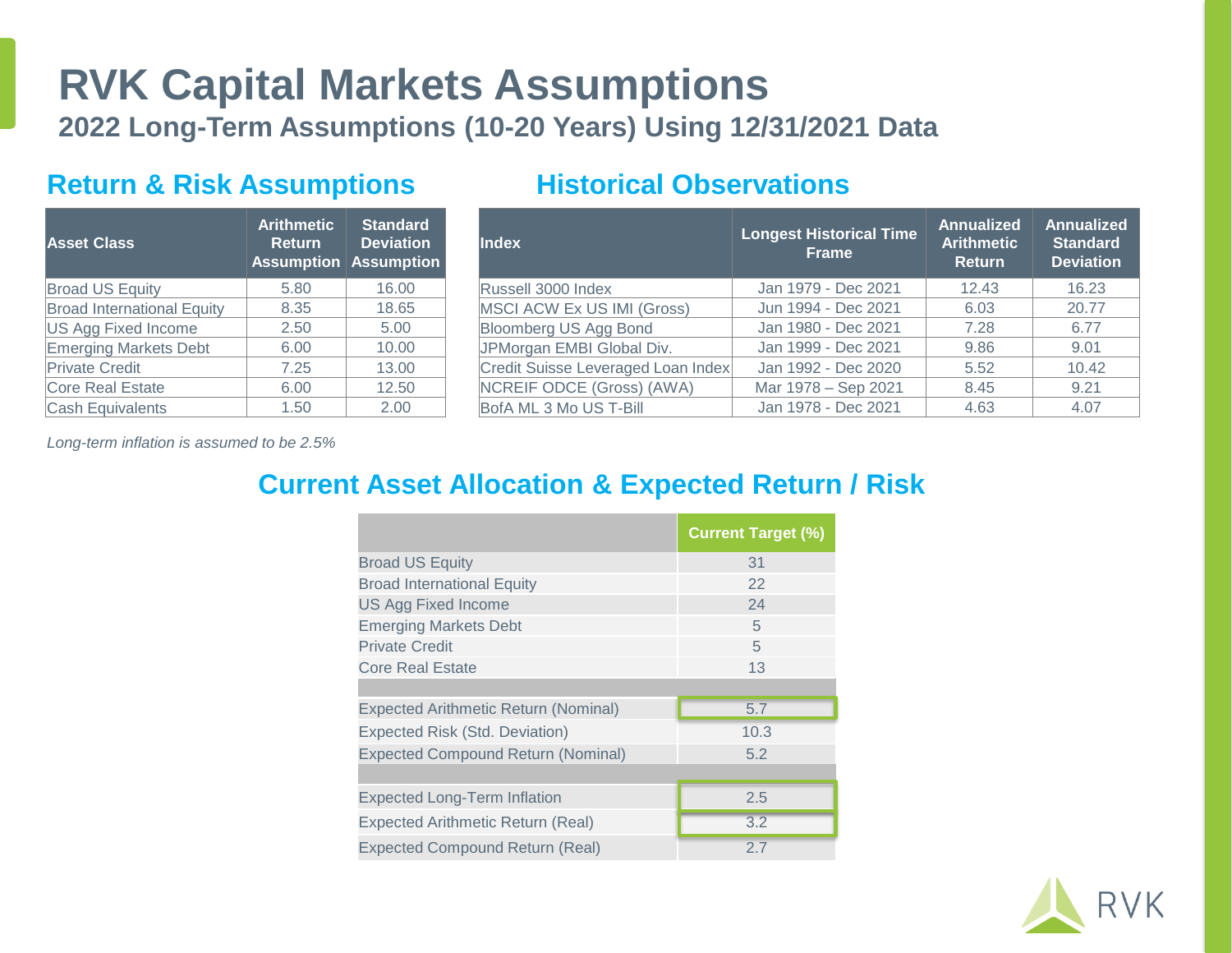# RVK Capital Markets Assumptions

## 2022 Long-Term Assumptions (10-20 Years) Using 12/31/2021 Data

### Return & Risk Assumptions

| Asset Class | Arithmetic Return Assumption | Standard Deviation Assumption |
|---|---|---|
| Broad US Equity | 5.80 | 16.00 |
| Broad International Equity | 8.35 | 18.65 |
| US Agg Fixed Income | 2.50 | 5.00 |
| Emerging Markets Debt | 6.00 | 10.00 |
| Private Credit | 7.25 | 13.00 |
| Core Real Estate | 6.00 | 12.50 |
| Cash Equivalents | 1.50 | 2.00 |

*Long-term inflation is assumed to be 2.5%*

### Historical Observations

| Index | Longest Historical Time Frame | Annualized Arithmetic Return | Annualized Standard Deviation |
|---|---|---|---|
| Russell 3000 Index | Jan 1979 - Dec 2021 | 12.43 | 16.23 |
| MSCI ACW Ex US IMI (Gross) | Jun 1994 - Dec 2021 | 6.03 | 20.77 |
| Bloomberg US Agg Bond | Jan 1980 - Dec 2021 | 7.28 | 6.77 |
| JPMorgan EMBI Global Div. | Jan 1999 - Dec 2021 | 9.86 | 9.01 |
| Credit Suisse Leveraged Loan Index | Jan 1992 - Dec 2020 | 5.52 | 10.42 |
| NCREIF ODCE (Gross) (AWA) | Mar 1978 – Sep 2021 | 8.45 | 9.21 |
| BofA ML 3 Mo US T-Bill | Jan 1978 - Dec 2021 | 4.63 | 4.07 |

### Current Asset Allocation & Expected Return / Risk

| | Current Target (%) |
|---|---|
| Broad US Equity | 31 |
| Broad International Equity | 22 |
| US Agg Fixed Income | 24 |
| Emerging Markets Debt | 5 |
| Private Credit | 5 |
| Core Real Estate | 13 |
| | |
| Expected Arithmetic Return (Nominal) | 5.7 |
| Expected Risk (Std. Deviation) | 10.3 |
| Expected Compound Return (Nominal) | 5.2 |
| | |
| Expected Long-Term Inflation | 2.5 |
| Expected Arithmetic Return (Real) | 3.2 |
| Expected Compound Return (Real) | 2.7 |